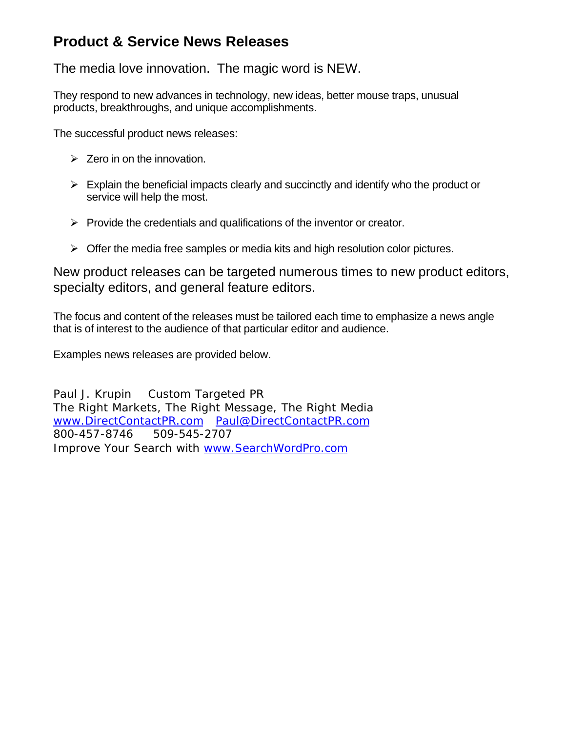## Product & Service News Releases

The media love innovation.  The magic word is NEW.

They respond to new advances in technology, new ideas, better mouse traps, unusual products, breakthroughs, and unique accomplishments.

The successful product news releases:

- Zero in on the innovation.
- Explain the beneficial impacts clearly and succinctly and identify who the product or service will help the most.
- Provide the credentials and qualifications of the inventor or creator.
- Offer the media free samples or media kits and high resolution color pictures.

New product releases can be targeted numerous times to new product editors, specialty editors, and general feature editors.

The focus and content of the releases must be tailored each time to emphasize a news angle that is of interest to the audience of that particular editor and audience.

Examples news releases are provided below.

Paul J. Krupin    Custom Targeted PR
The Right Markets, The Right Message, The Right Media
www.DirectContactPR.com   Paul@DirectContactPR.com
800-457-8746    509-545-2707
Improve Your Search with www.SearchWordPro.com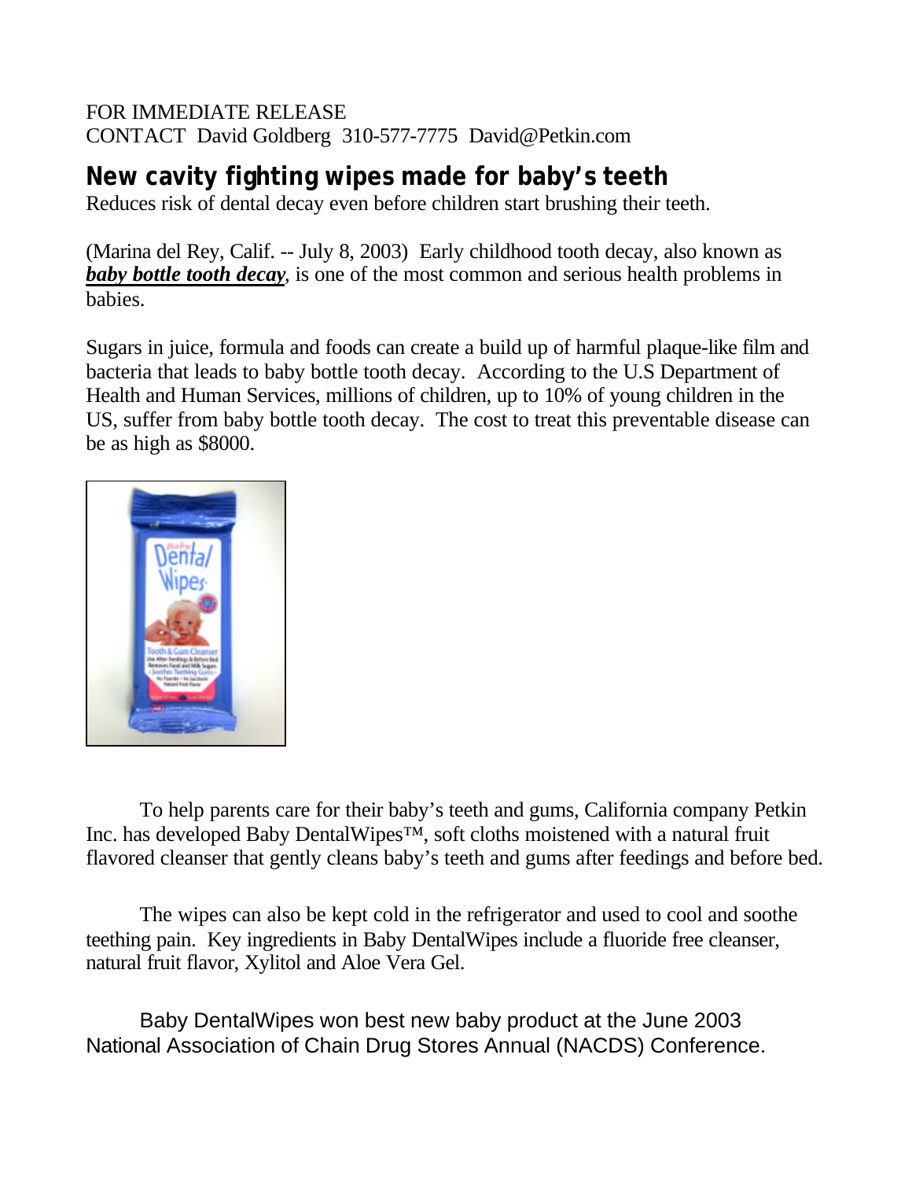FOR IMMEDIATE RELEASE
CONTACT David Goldberg 310-577-7775 David@Petkin.com

## New cavity fighting wipes made for baby's teeth

Reduces risk of dental decay even before children start brushing their teeth.

(Marina del Rey, Calif. -- July 8, 2003) Early childhood tooth decay, also known as ***baby bottle tooth decay***, is one of the most common and serious health problems in babies.

Sugars in juice, formula and foods can create a build up of harmful plaque-like film and bacteria that leads to baby bottle tooth decay. According to the U.S Department of Health and Human Services, millions of children, up to 10% of young children in the US, suffer from baby bottle tooth decay. The cost to treat this preventable disease can be as high as $8000.

To help parents care for their baby's teeth and gums, California company Petkin Inc. has developed Baby DentalWipes™, soft cloths moistened with a natural fruit flavored cleanser that gently cleans baby's teeth and gums after feedings and before bed.

The wipes can also be kept cold in the refrigerator and used to cool and soothe teething pain. Key ingredients in Baby DentalWipes include a fluoride free cleanser, natural fruit flavor, Xylitol and Aloe Vera Gel.

Baby DentalWipes won best new baby product at the June 2003 National Association of Chain Drug Stores Annual (NACDS) Conference.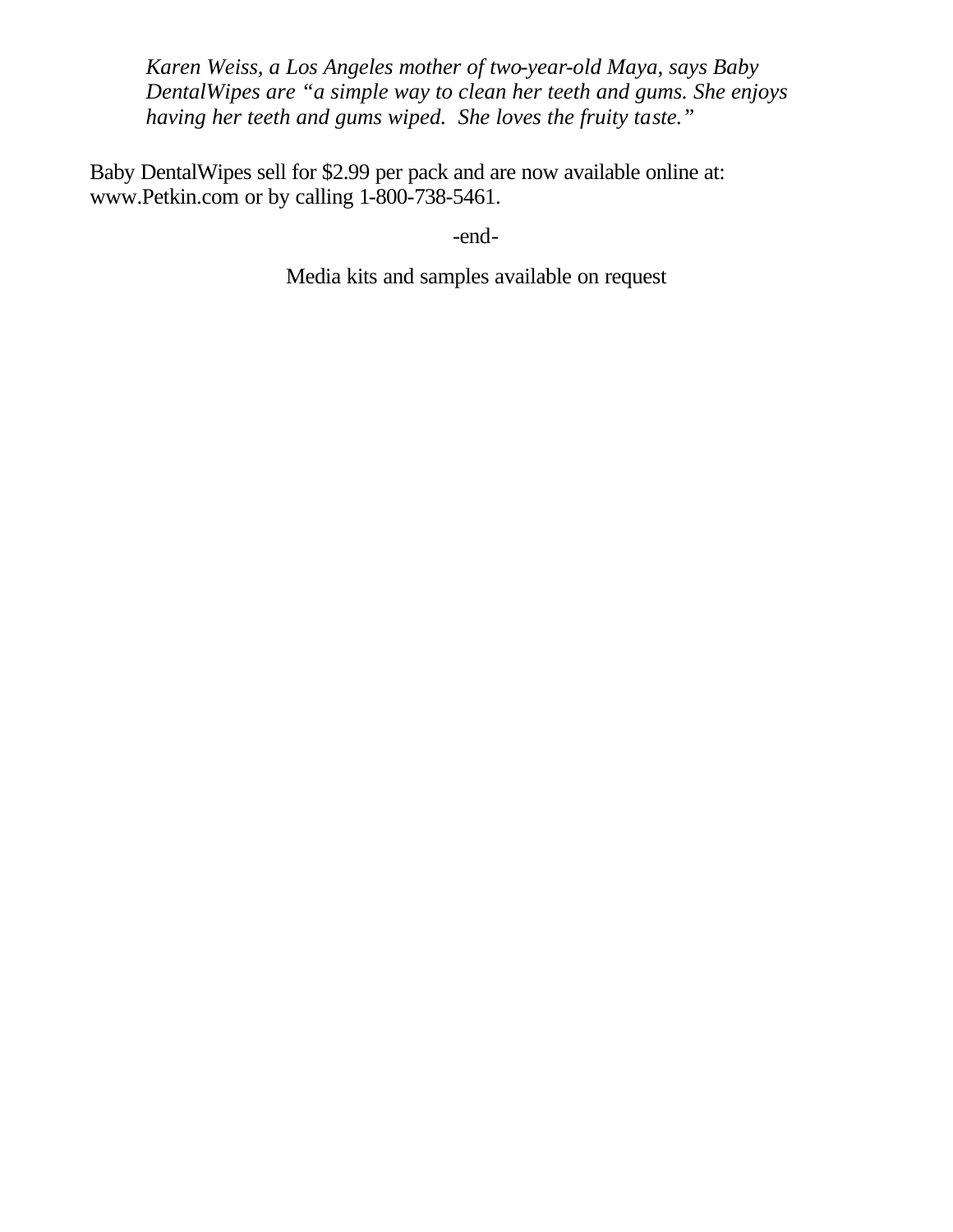*Karen Weiss, a Los Angeles mother of two-year-old Maya, says Baby DentalWipes are "a simple way to clean her teeth and gums. She enjoys having her teeth and gums wiped. She loves the fruity taste."*

Baby DentalWipes sell for $2.99 per pack and are now available online at: www.Petkin.com or by calling 1-800-738-5461.

-end-

Media kits and samples available on request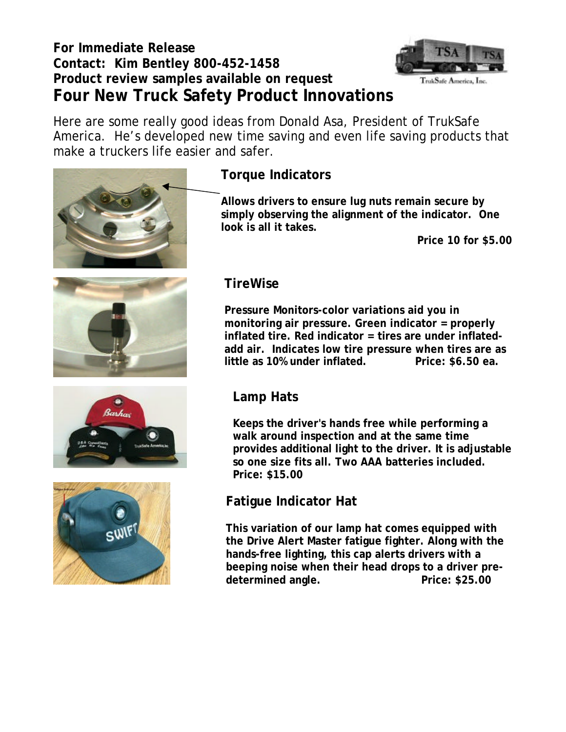**For Immediate Release**
**Contact: Kim Bentley 800-452-1458**
**Product review samples available on request**

# Four New Truck Safety Product Innovations

Here are some really good ideas from Donald Asa, President of TrukSafe America. He's developed new time saving and even life saving products that make a truckers life easier and safer.

## Torque Indicators

**Allows drivers to ensure lug nuts remain secure by simply observing the alignment of the indicator. One look is all it takes.**

**Price 10 for $5.00**

## TireWise

**Pressure Monitors-color variations aid you in monitoring air pressure. Green indicator = properly inflated tire. Red indicator = tires are under inflated-add air. Indicates low tire pressure when tires are as little as 10% under inflated. Price: $6.50 ea.**

## Lamp Hats

**Keeps the driver's hands free while performing a walk around inspection and at the same time provides additional light to the driver. It is adjustable so one size fits all. Two AAA batteries included. Price: $15.00**

## Fatigue Indicator Hat

**This variation of our lamp hat comes equipped with the Drive Alert Master fatigue fighter. Along with the hands-free lighting, this cap alerts drivers with a beeping noise when their head drops to a driver pre-determined angle. Price: $25.00**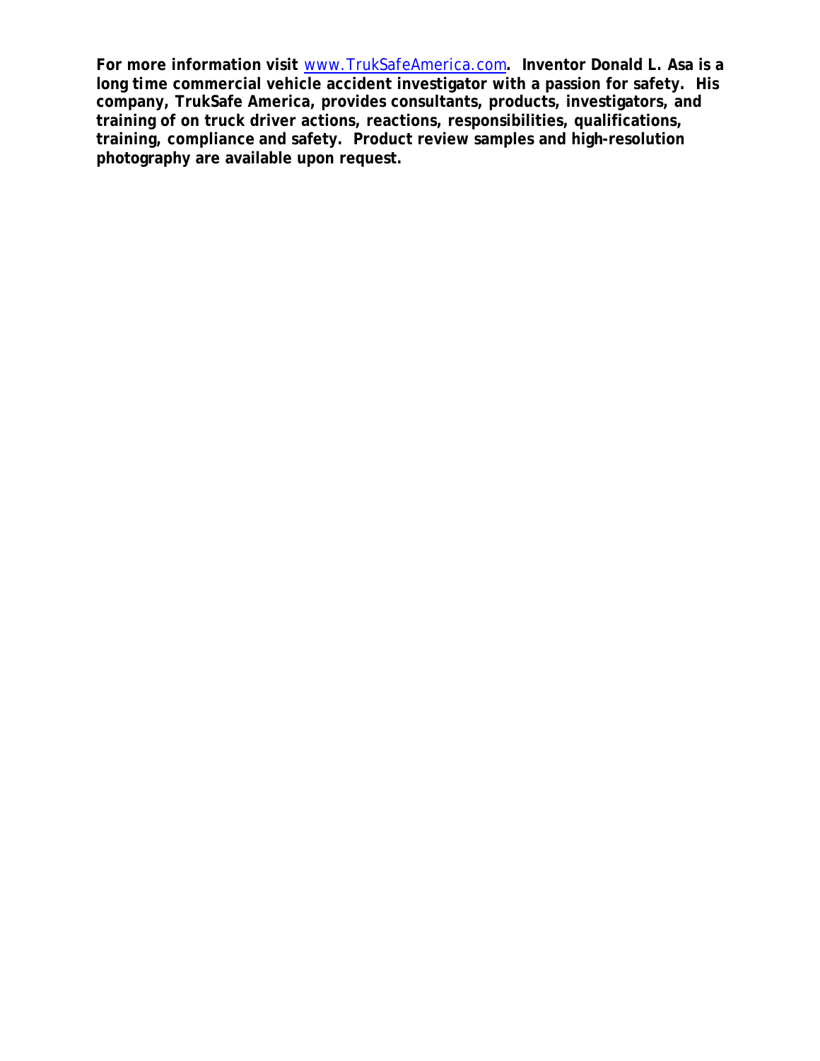**For more information visit [www.TrukSafeAmerica.com](http://www.TrukSafeAmerica.com). Inventor Donald L. Asa is a long time commercial vehicle accident investigator with a passion for safety. His company, TrukSafe America, provides consultants, products, investigators, and training of on truck driver actions, reactions, responsibilities, qualifications, training, compliance and safety. Product review samples and high-resolution photography are available upon request.**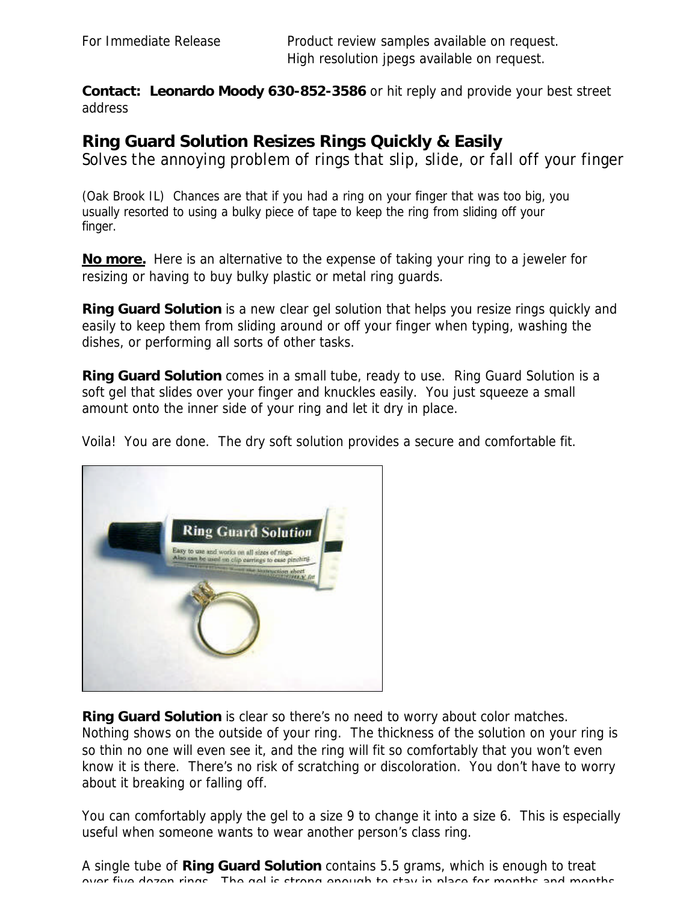For Immediate Release Product review samples available on request.
High resolution jpegs available on request.

**Contact: Leonardo Moody 630-852-3586** or hit reply and provide your best street address

## Ring Guard Solution Resizes Rings Quickly & Easily

*Solves the annoying problem of rings that slip, slide, or fall off your finger*

(Oak Brook IL) Chances are that if you had a ring on your finger that was too big, you usually resorted to using a bulky piece of tape to keep the ring from sliding off your finger.

**No more.** Here is an alternative to the expense of taking your ring to a jeweler for resizing or having to buy bulky plastic or metal ring guards.

**Ring Guard Solution** is a new clear gel solution that helps you resize rings quickly and easily to keep them from sliding around or off your finger when typing, washing the dishes, or performing all sorts of other tasks.

**Ring Guard Solution** comes in a small tube, ready to use. Ring Guard Solution is a soft gel that slides over your finger and knuckles easily. You just squeeze a small amount onto the inner side of your ring and let it dry in place.

Voila! You are done. The dry soft solution provides a secure and comfortable fit.

**Ring Guard Solution** is clear so there's no need to worry about color matches. Nothing shows on the outside of your ring. The thickness of the solution on your ring is so thin no one will even see it, and the ring will fit so comfortably that you won't even know it is there. There's no risk of scratching or discoloration. You don't have to worry about it breaking or falling off.

You can comfortably apply the gel to a size 9 to change it into a size 6. This is especially useful when someone wants to wear another person's class ring.

A single tube of **Ring Guard Solution** contains 5.5 grams, which is enough to treat over five dozen rings. The gel is strong enough to stay in place for months and months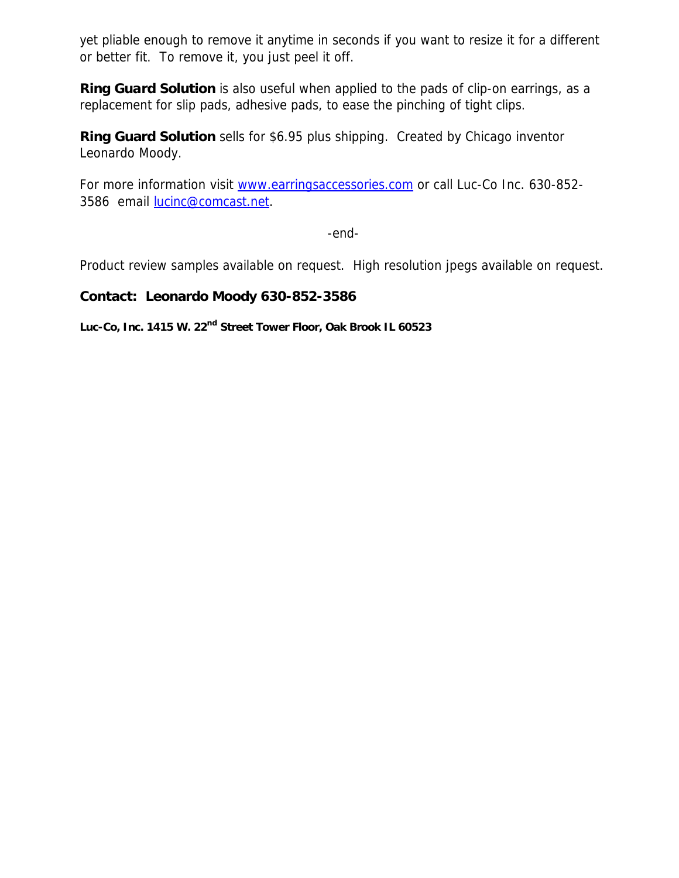yet pliable enough to remove it anytime in seconds if you want to resize it for a different or better fit. To remove it, you just peel it off.

**Ring Guard Solution** is also useful when applied to the pads of clip-on earrings, as a replacement for slip pads, adhesive pads, to ease the pinching of tight clips.

**Ring Guard Solution** sells for $6.95 plus shipping. Created by Chicago inventor Leonardo Moody.

For more information visit www.earringsaccessories.com or call Luc-Co Inc. 630-852-3586 email lucinc@comcast.net.

-end-

Product review samples available on request. High resolution jpegs available on request.

**Contact: Leonardo Moody 630-852-3586**

**Luc-Co, Inc. 1415 W. 22nd Street Tower Floor, Oak Brook IL 60523**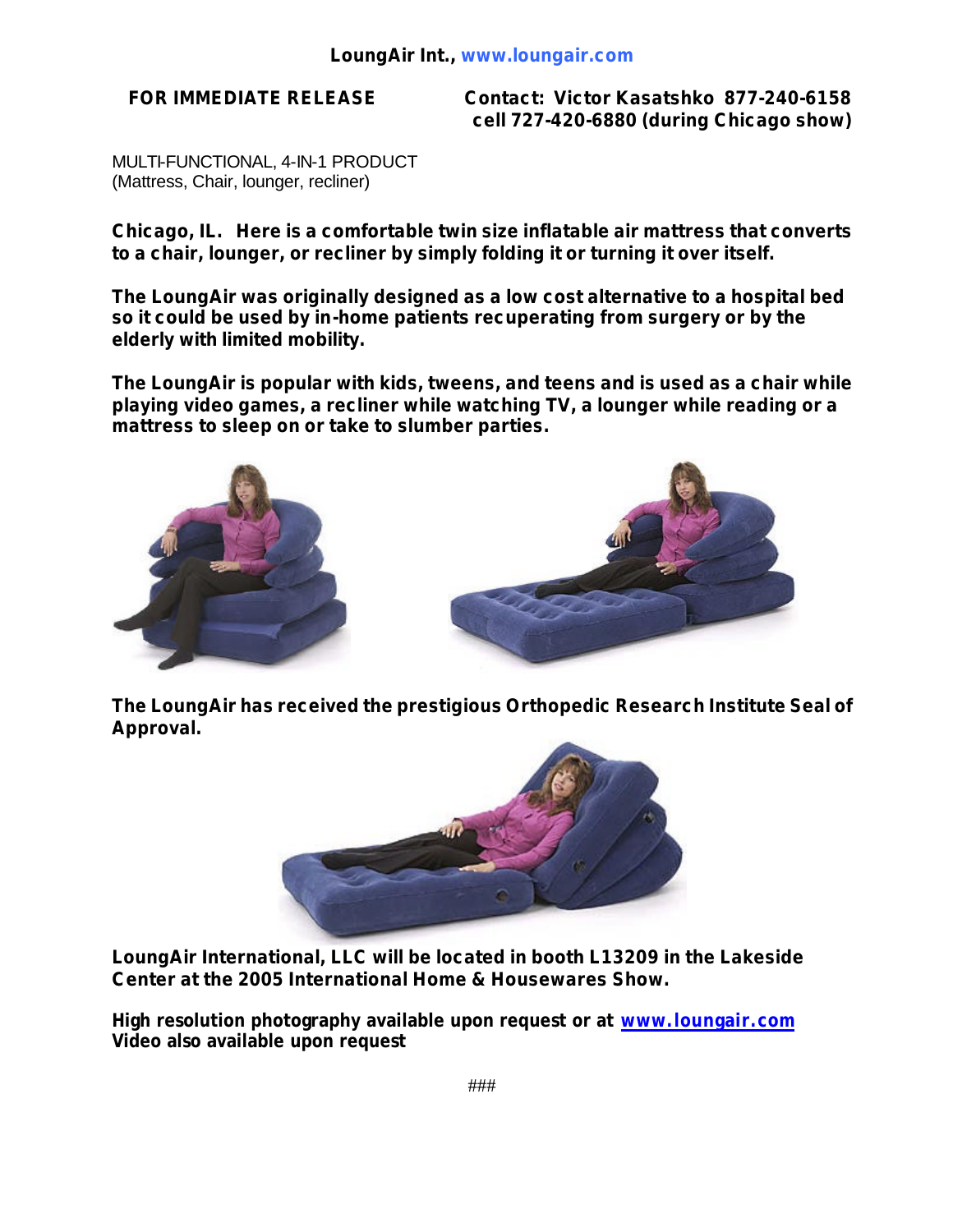**LoungAir Int., www.loungair.com**

**FOR IMMEDIATE RELEASE**

**Contact: Victor Kasatshko 877-240-6158**
**cell 727-420-6880 (during Chicago show)**

MULTI-FUNCTIONAL, 4-IN-1 PRODUCT
(Mattress, Chair, lounger, recliner)

**Chicago, IL. Here is a comfortable twin size inflatable air mattress that converts to a chair, lounger, or recliner by simply folding it or turning it over itself.**

**The LoungAir was originally designed as a low cost alternative to a hospital bed so it could be used by in-home patients recuperating from surgery or by the elderly with limited mobility.**

**The LoungAir is popular with kids, tweens, and teens and is used as a chair while playing video games, a recliner while watching TV, a lounger while reading or a mattress to sleep on or take to slumber parties.**

**The LoungAir has received the prestigious Orthopedic Research Institute Seal of Approval.**

**LoungAir International, LLC will be located in booth L13209 in the Lakeside Center at the 2005 International Home & Housewares Show.**

**High resolution photography available upon request or at www.loungair.com**
**Video also available upon request**

###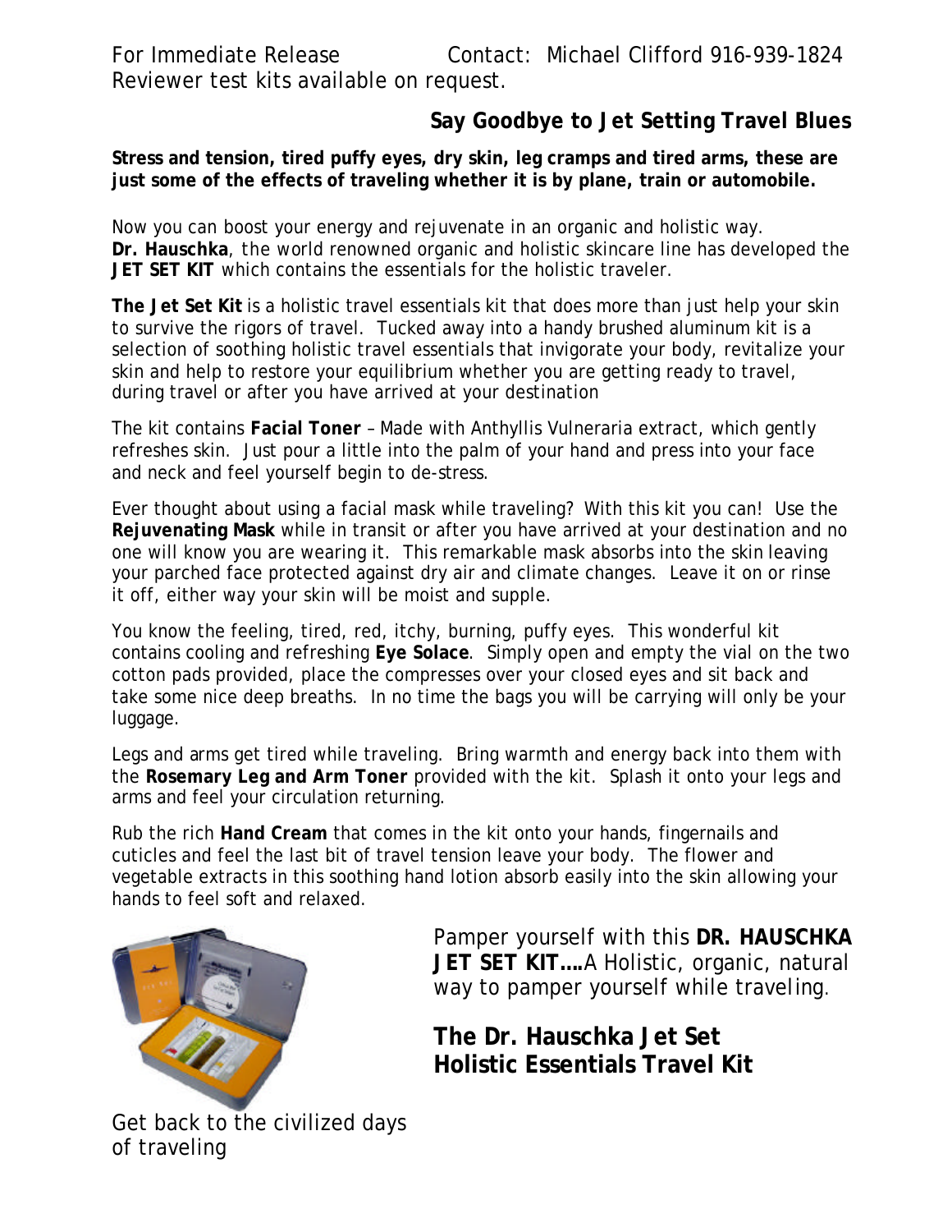For Immediate Release Contact: Michael Clifford 916-939-1824
Reviewer test kits available on request.

## Say Goodbye to Jet Setting Travel Blues

**Stress and tension, tired puffy eyes, dry skin, leg cramps and tired arms, these are just some of the effects of traveling whether it is by plane, train or automobile.**

Now you can boost your energy and rejuvenate in an organic and holistic way. **Dr. Hauschka**, the world renowned organic and holistic skincare line has developed the **JET SET KIT** which contains the essentials for the holistic traveler.

**The Jet Set Kit** is a holistic travel essentials kit that does more than just help your skin to survive the rigors of travel. Tucked away into a handy brushed aluminum kit is a selection of soothing holistic travel essentials that invigorate your body, revitalize your skin and help to restore your equilibrium whether you are getting ready to travel, during travel or after you have arrived at your destination

The kit contains **Facial Toner** – Made with Anthyllis Vulneraria extract, which gently refreshes skin. Just pour a little into the palm of your hand and press into your face and neck and feel yourself begin to de-stress.

Ever thought about using a facial mask while traveling? With this kit you can! Use the **Rejuvenating Mask** while in transit or after you have arrived at your destination and no one will know you are wearing it. This remarkable mask absorbs into the skin leaving your parched face protected against dry air and climate changes. Leave it on or rinse it off, either way your skin will be moist and supple.

You know the feeling, tired, red, itchy, burning, puffy eyes. This wonderful kit contains cooling and refreshing **Eye Solace**. Simply open and empty the vial on the two cotton pads provided, place the compresses over your closed eyes and sit back and take some nice deep breaths. In no time the bags you will be carrying will only be your luggage.

Legs and arms get tired while traveling. Bring warmth and energy back into them with the **Rosemary Leg and Arm Toner** provided with the kit. Splash it onto your legs and arms and feel your circulation returning.

Rub the rich **Hand Cream** that comes in the kit onto your hands, fingernails and cuticles and feel the last bit of travel tension leave your body. The flower and vegetable extracts in this soothing hand lotion absorb easily into the skin allowing your hands to feel soft and relaxed.

Pamper yourself with this **DR. HAUSCHKA JET SET KIT….**A Holistic, organic, natural way to pamper yourself while traveling.

**The Dr. Hauschka Jet Set Holistic Essentials Travel Kit**

Get back to the civilized days of traveling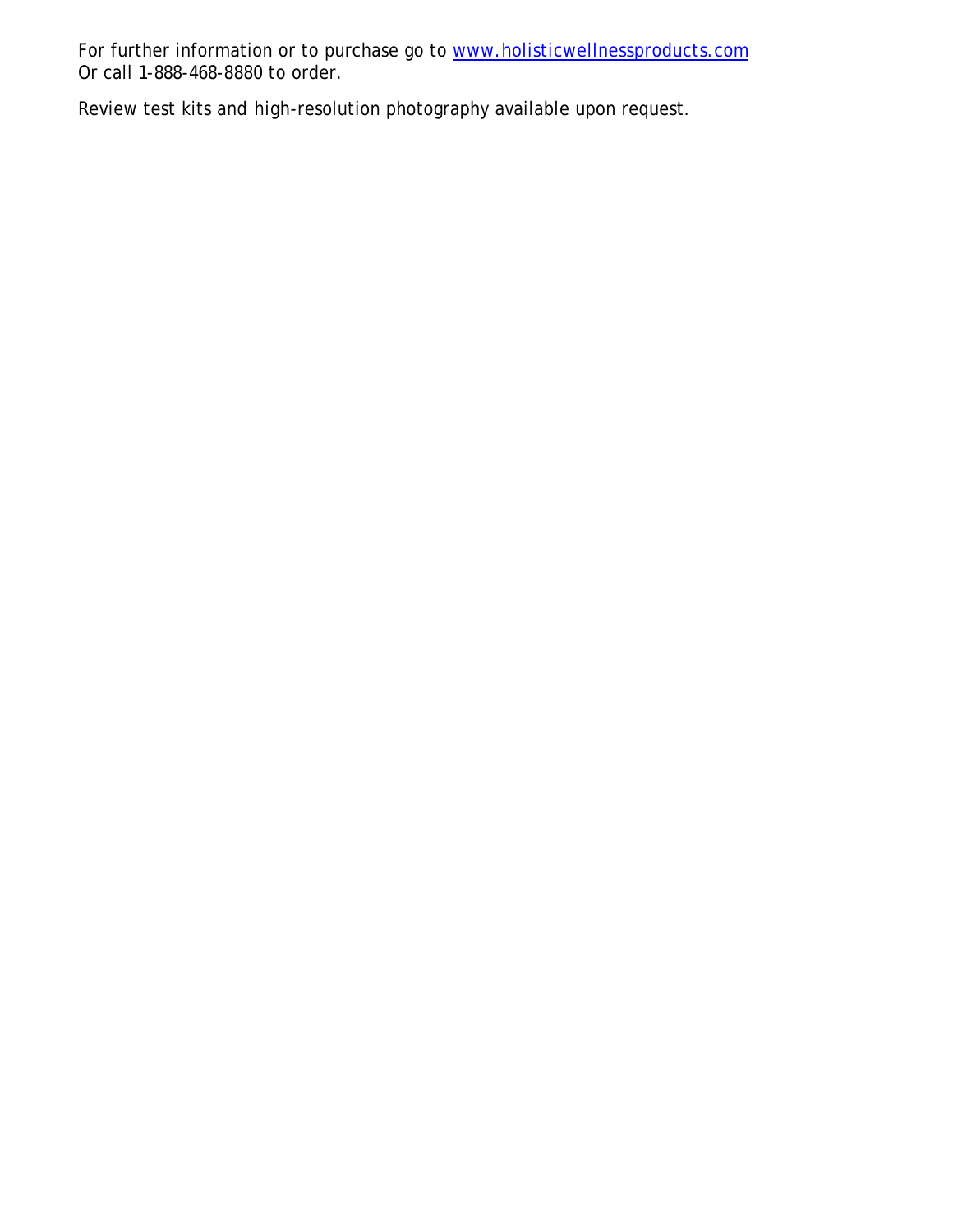For further information or to purchase go to [www.holisticwellnessproducts.com](http://www.holisticwellnessproducts.com)
Or call 1-888-468-8880 to order.

Review test kits and high-resolution photography available upon request.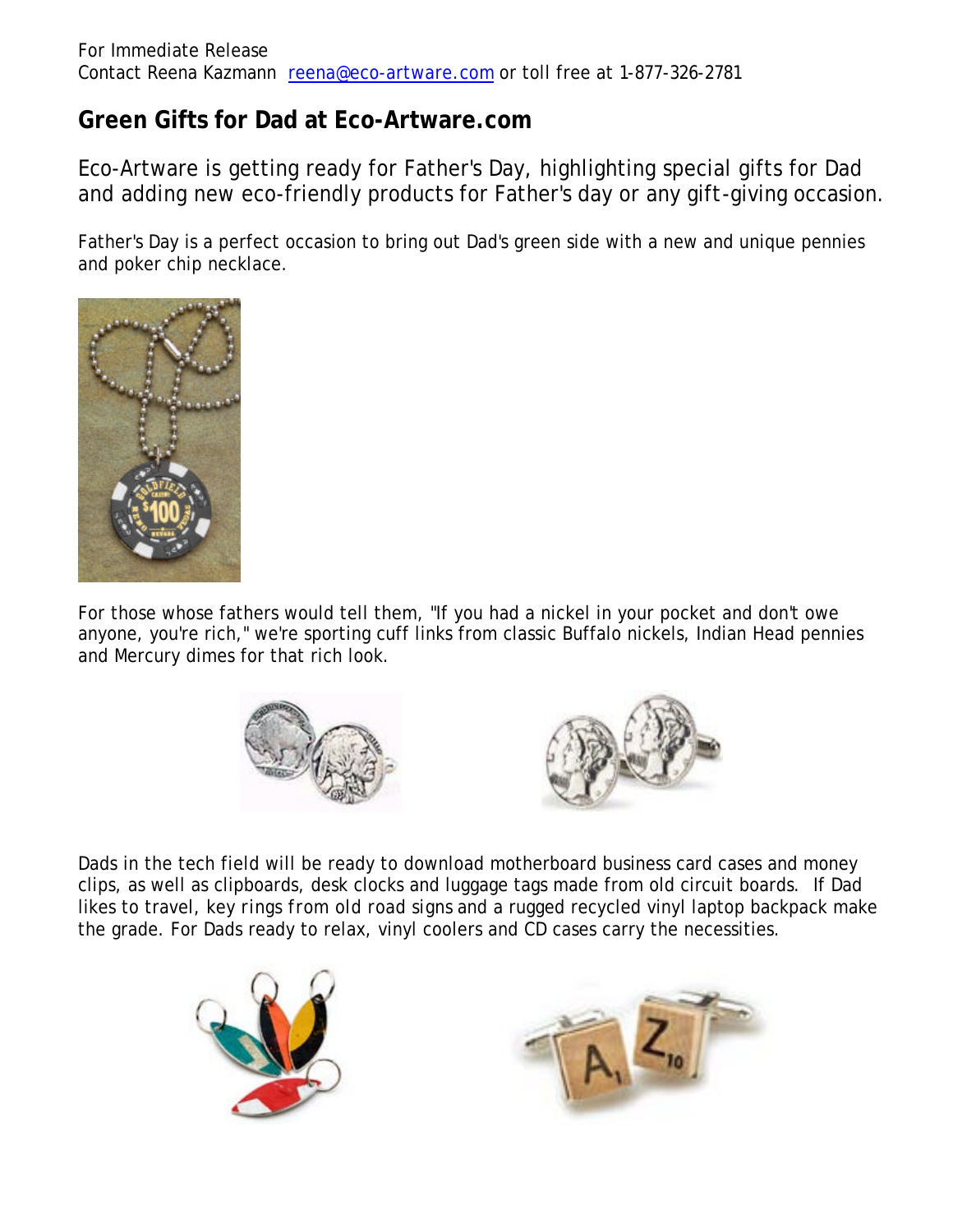For Immediate Release
Contact Reena Kazmann [reena@eco-artware.com](mailto:reena@eco-artware.com) or toll free at 1-877-326-2781

## Green Gifts for Dad at Eco-Artware.com

Eco-Artware is getting ready for Father's Day, highlighting special gifts for Dad and adding new eco-friendly products for Father's day or any gift-giving occasion.

Father's Day is a perfect occasion to bring out Dad's green side with a new and unique pennies and poker chip necklace.

For those whose fathers would tell them, "If you had a nickel in your pocket and don't owe anyone, you're rich," we're sporting cuff links from classic Buffalo nickels, Indian Head pennies and Mercury dimes for that rich look.

Dads in the tech field will be ready to download motherboard business card cases and money clips, as well as clipboards, desk clocks and luggage tags made from old circuit boards. If Dad likes to travel, key rings from old road signs and a rugged recycled vinyl laptop backpack make the grade. For Dads ready to relax, vinyl coolers and CD cases carry the necessities.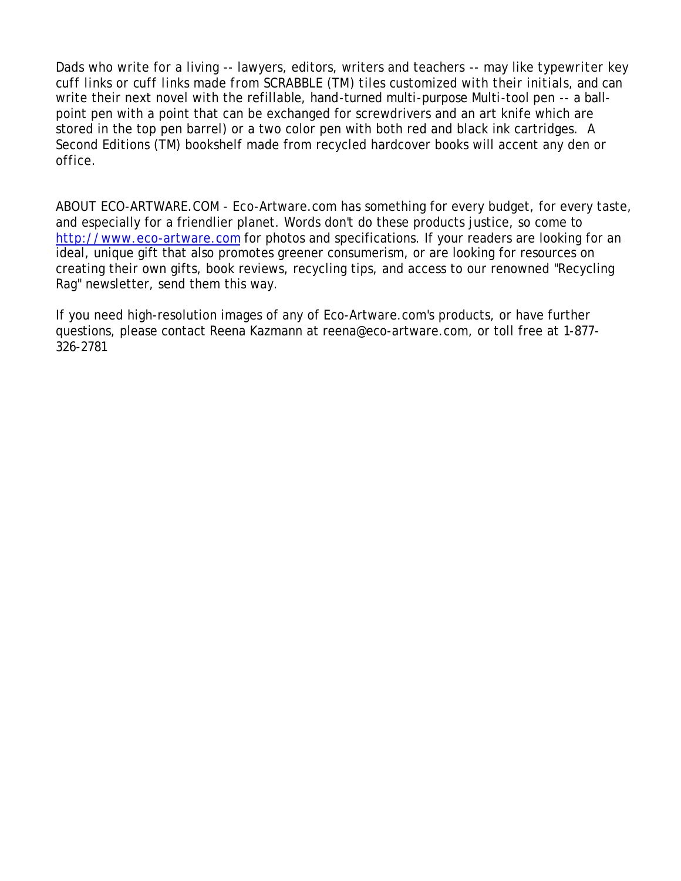Dads who write for a living -- lawyers, editors, writers and teachers -- may like typewriter key cuff links or cuff links made from SCRABBLE (TM) tiles customized with their initials, and can write their next novel with the refillable, hand-turned multi-purpose Multi-tool pen -- a ball-point pen with a point that can be exchanged for screwdrivers and an art knife which are stored in the top pen barrel) or a two color pen with both red and black ink cartridges. A Second Editions (TM) bookshelf made from recycled hardcover books will accent any den or office.

ABOUT ECO-ARTWARE.COM - Eco-Artware.com has something for every budget, for every taste, and especially for a friendlier planet. Words don't do these products justice, so come to [http://www.eco-artware.com](http://www.eco-artware.com) for photos and specifications. If your readers are looking for an ideal, unique gift that also promotes greener consumerism, or are looking for resources on creating their own gifts, book reviews, recycling tips, and access to our renowned "Recycling Rag" newsletter, send them this way.

If you need high-resolution images of any of Eco-Artware.com's products, or have further questions, please contact Reena Kazmann at reena@eco-artware.com, or toll free at 1-877-326-2781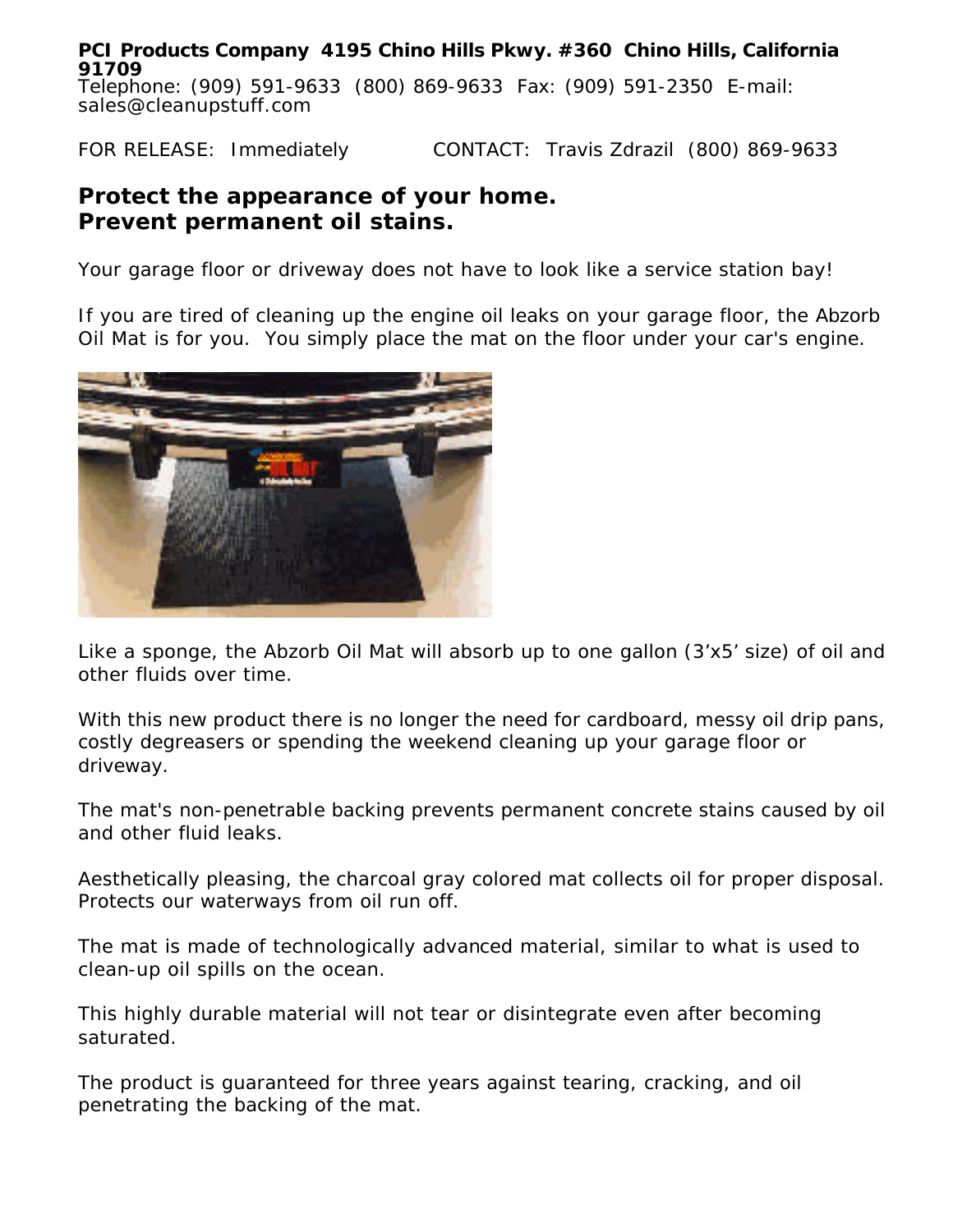**PCI Products Company 4195 Chino Hills Pkwy. #360 Chino Hills, California 91709**
Telephone: (909) 591-9633 (800) 869-9633 Fax: (909) 591-2350 E-mail: sales@cleanupstuff.com

FOR RELEASE: Immediately CONTACT: Travis Zdrazil (800) 869-9633

## Protect the appearance of your home. Prevent permanent oil stains.

Your garage floor or driveway does not have to look like a service station bay!

If you are tired of cleaning up the engine oil leaks on your garage floor, the Abzorb Oil Mat is for you. You simply place the mat on the floor under your car's engine.

Like a sponge, the Abzorb Oil Mat will absorb up to one gallon (3'x5' size) of oil and other fluids over time.

With this new product there is no longer the need for cardboard, messy oil drip pans, costly degreasers or spending the weekend cleaning up your garage floor or driveway.

The mat's non-penetrable backing prevents permanent concrete stains caused by oil and other fluid leaks.

Aesthetically pleasing, the charcoal gray colored mat collects oil for proper disposal. Protects our waterways from oil run off.

The mat is made of technologically advanced material, similar to what is used to clean-up oil spills on the ocean.

This highly durable material will not tear or disintegrate even after becoming saturated.

The product is guaranteed for three years against tearing, cracking, and oil penetrating the backing of the mat.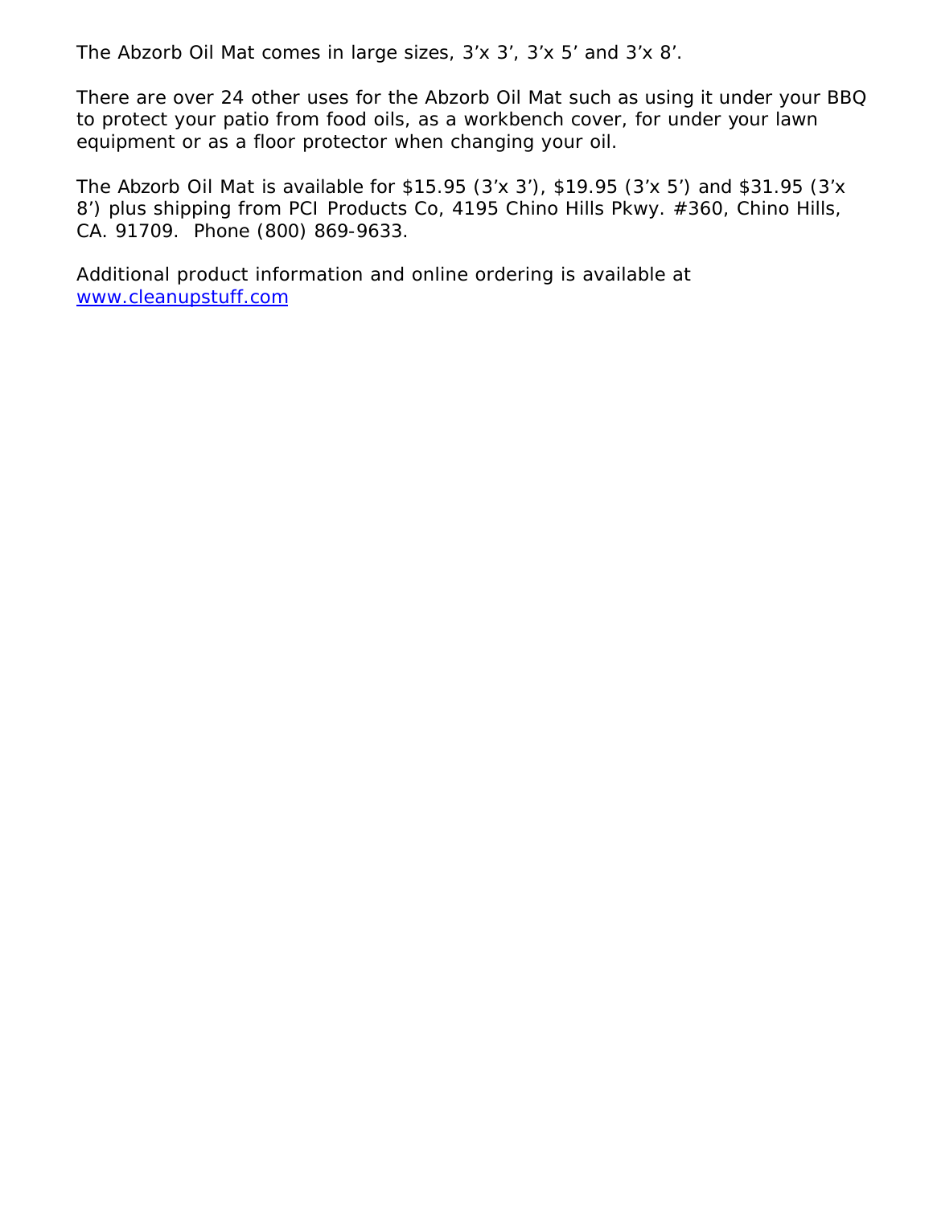The Abzorb Oil Mat comes in large sizes, 3’x 3’, 3’x 5’ and 3’x 8’.

There are over 24 other uses for the Abzorb Oil Mat such as using it under your BBQ to protect your patio from food oils, as a workbench cover, for under your lawn equipment or as a floor protector when changing your oil.

The Abzorb Oil Mat is available for $15.95 (3’x 3’), $19.95 (3’x 5’) and $31.95 (3’x 8’) plus shipping from PCI Products Co, 4195 Chino Hills Pkwy. #360, Chino Hills, CA. 91709. Phone (800) 869-9633.

Additional product information and online ordering is available at [www.cleanupstuff.com](http://www.cleanupstuff.com)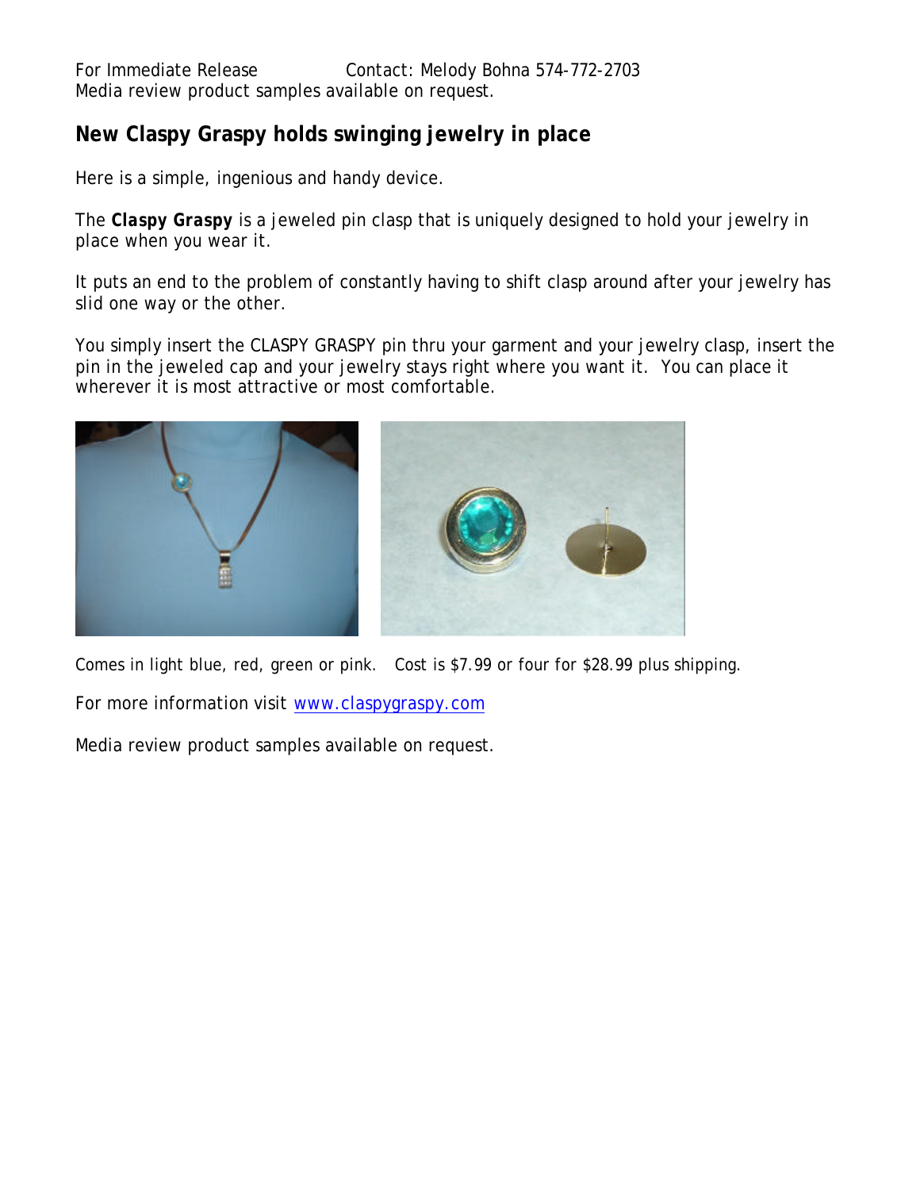For Immediate Release    Contact: Melody Bohna 574-772-2703
Media review product samples available on request.

## New Claspy Graspy holds swinging jewelry in place

Here is a simple, ingenious and handy device.

The **Claspy Graspy** is a jeweled pin clasp that is uniquely designed to hold your jewelry in place when you wear it.

It puts an end to the problem of constantly having to shift clasp around after your jewelry has slid one way or the other.

You simply insert the CLASPY GRASPY pin thru your garment and your jewelry clasp, insert the pin in the jeweled cap and your jewelry stays right where you want it. You can place it wherever it is most attractive or most comfortable.

Comes in light blue, red, green or pink. Cost is $7.99 or four for $28.99 plus shipping.

For more information visit [www.claspygraspy.com](http://www.claspygraspy.com)

Media review product samples available on request.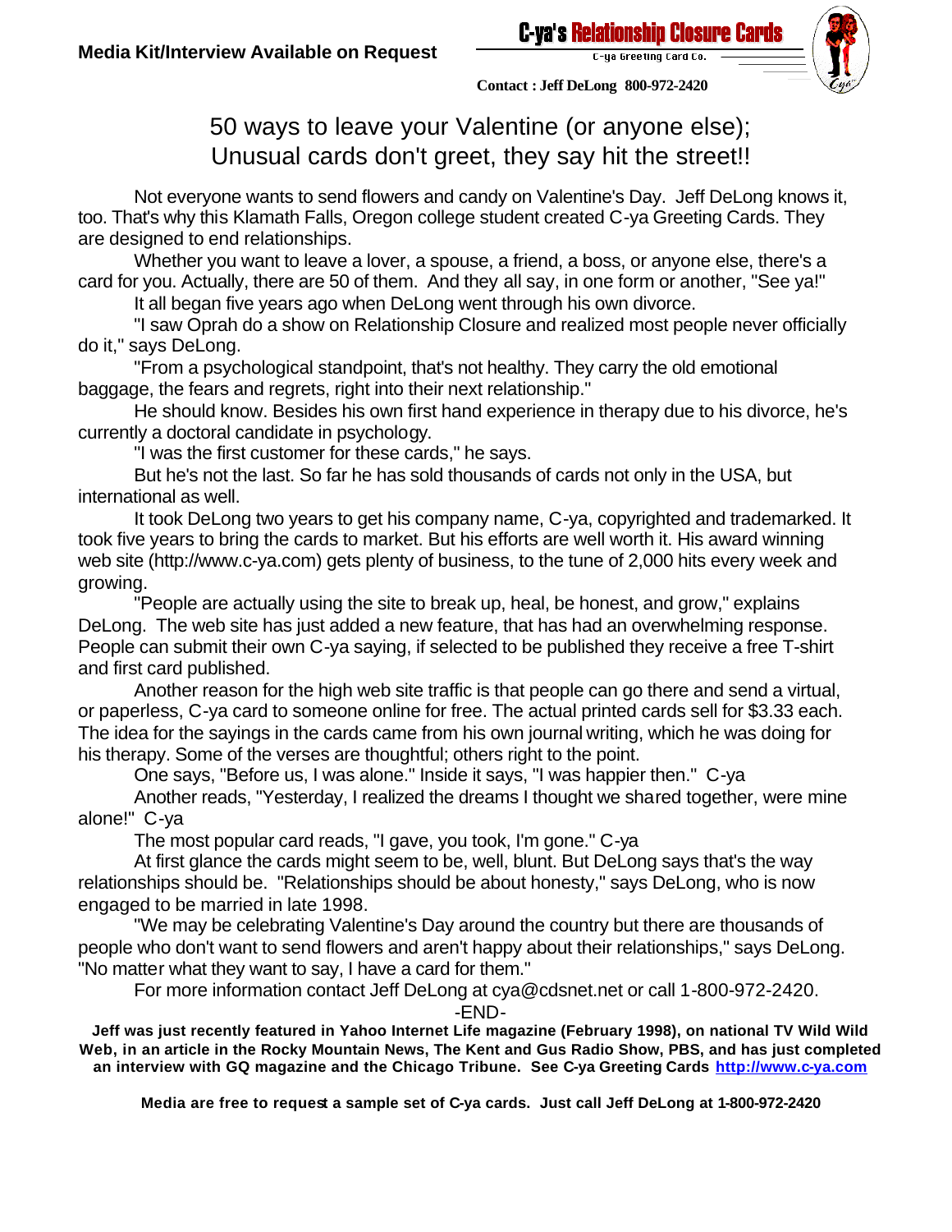**Media Kit/Interview Available on Request**

**C-ya's Relationship Closure Cards**

C-ya Greeting Card Co.

**Contact : Jeff DeLong 800-972-2420**

# 50 ways to leave your Valentine (or anyone else); Unusual cards don't greet, they say hit the street!!

Not everyone wants to send flowers and candy on Valentine's Day. Jeff DeLong knows it, too. That's why this Klamath Falls, Oregon college student created C-ya Greeting Cards. They are designed to end relationships.

Whether you want to leave a lover, a spouse, a friend, a boss, or anyone else, there's a card for you. Actually, there are 50 of them. And they all say, in one form or another, "See ya!"

It all began five years ago when DeLong went through his own divorce.

"I saw Oprah do a show on Relationship Closure and realized most people never officially do it," says DeLong.

"From a psychological standpoint, that's not healthy. They carry the old emotional baggage, the fears and regrets, right into their next relationship."

He should know. Besides his own first hand experience in therapy due to his divorce, he's currently a doctoral candidate in psychology.

"I was the first customer for these cards," he says.

But he's not the last. So far he has sold thousands of cards not only in the USA, but international as well.

It took DeLong two years to get his company name, C-ya, copyrighted and trademarked. It took five years to bring the cards to market. But his efforts are well worth it. His award winning web site (http://www.c-ya.com) gets plenty of business, to the tune of 2,000 hits every week and growing.

"People are actually using the site to break up, heal, be honest, and grow," explains DeLong. The web site has just added a new feature, that has had an overwhelming response. People can submit their own C-ya saying, if selected to be published they receive a free T-shirt and first card published.

Another reason for the high web site traffic is that people can go there and send a virtual, or paperless, C-ya card to someone online for free. The actual printed cards sell for $3.33 each. The idea for the sayings in the cards came from his own journal writing, which he was doing for his therapy. Some of the verses are thoughtful; others right to the point.

One says, "Before us, I was alone." Inside it says, "I was happier then." C-ya

Another reads, "Yesterday, I realized the dreams I thought we shared together, were mine alone!" C-ya

The most popular card reads, "I gave, you took, I'm gone." C-ya

At first glance the cards might seem to be, well, blunt. But DeLong says that's the way relationships should be. "Relationships should be about honesty," says DeLong, who is now engaged to be married in late 1998.

"We may be celebrating Valentine's Day around the country but there are thousands of people who don't want to send flowers and aren't happy about their relationships," says DeLong. "No matter what they want to say, I have a card for them."

For more information contact Jeff DeLong at cya@cdsnet.net or call 1-800-972-2420.

-END-

**Jeff was just recently featured in Yahoo Internet Life magazine (February 1998), on national TV Wild Wild Web, in an article in the Rocky Mountain News, The Kent and Gus Radio Show, PBS, and has just completed an interview with GQ magazine and the Chicago Tribune. See C-ya Greeting Cards [http://www.c-ya.com](http://www.c-ya.com)**

**Media are free to request a sample set of C-ya cards. Just call Jeff DeLong at 1-800-972-2420**